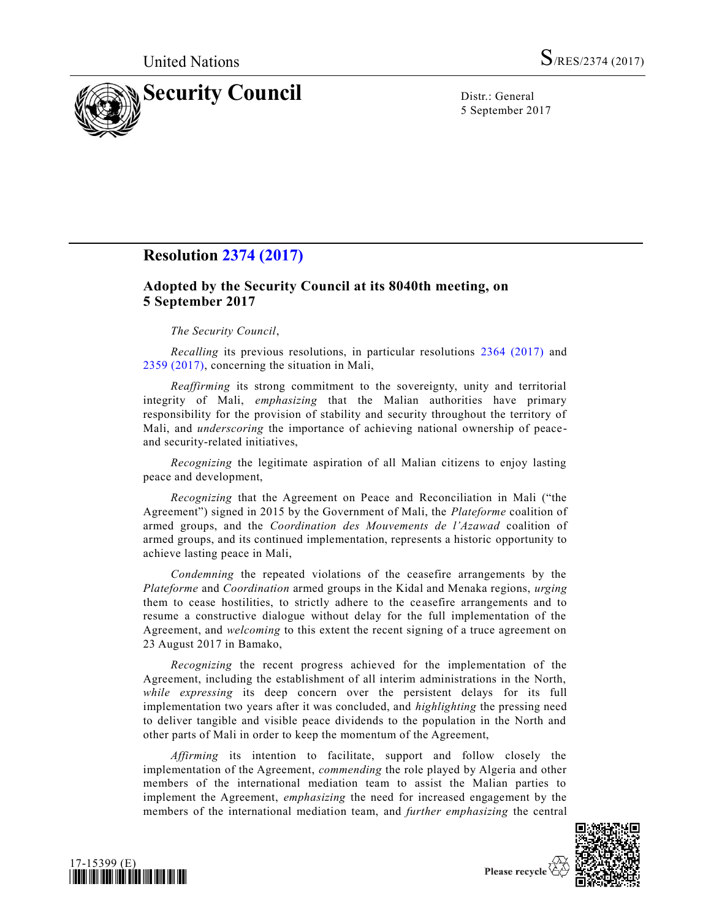United Nations S/RES/2374 (2017)

# Security Council

Distr.: General
5 September 2017

## Resolution 2374 (2017)

### Adopted by the Security Council at its 8040th meeting, on 5 September 2017

*The Security Council*,

*Recalling* its previous resolutions, in particular resolutions 2364 (2017) and 2359 (2017), concerning the situation in Mali,

*Reaffirming* its strong commitment to the sovereignty, unity and territorial integrity of Mali, *emphasizing* that the Malian authorities have primary responsibility for the provision of stability and security throughout the territory of Mali, and *underscoring* the importance of achieving national ownership of peace-and security-related initiatives,

*Recognizing* the legitimate aspiration of all Malian citizens to enjoy lasting peace and development,

*Recognizing* that the Agreement on Peace and Reconciliation in Mali ("the Agreement") signed in 2015 by the Government of Mali, the *Plateforme* coalition of armed groups, and the *Coordination des Mouvements de l'Azawad* coalition of armed groups, and its continued implementation, represents a historic opportunity to achieve lasting peace in Mali,

*Condemning* the repeated violations of the ceasefire arrangements by the *Plateforme* and *Coordination* armed groups in the Kidal and Menaka regions, *urging* them to cease hostilities, to strictly adhere to the ceasefire arrangements and to resume a constructive dialogue without delay for the full implementation of the Agreement, and *welcoming* to this extent the recent signing of a truce agreement on 23 August 2017 in Bamako,

*Recognizing* the recent progress achieved for the implementation of the Agreement, including the establishment of all interim administrations in the North, *while expressing* its deep concern over the persistent delays for its full implementation two years after it was concluded, and *highlighting* the pressing need to deliver tangible and visible peace dividends to the population in the North and other parts of Mali in order to keep the momentum of the Agreement,

*Affirming* its intention to facilitate, support and follow closely the implementation of the Agreement, *commending* the role played by Algeria and other members of the international mediation team to assist the Malian parties to implement the Agreement, *emphasizing* the need for increased engagement by the members of the international mediation team, and *further emphasizing* the central

17-15399 (E)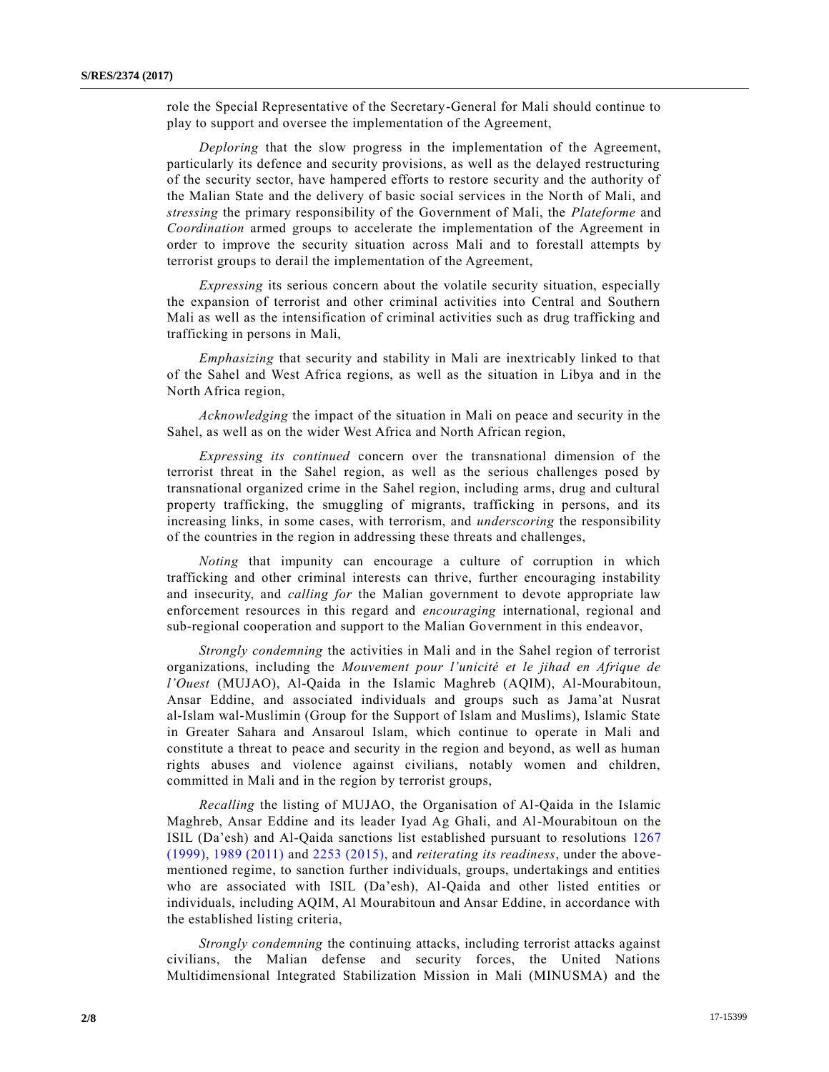role the Special Representative of the Secretary-General for Mali should continue to play to support and oversee the implementation of the Agreement,

*Deploring* that the slow progress in the implementation of the Agreement, particularly its defence and security provisions, as well as the delayed restructuring of the security sector, have hampered efforts to restore security and the authority of the Malian State and the delivery of basic social services in the North of Mali, and *stressing* the primary responsibility of the Government of Mali, the *Plateforme* and *Coordination* armed groups to accelerate the implementation of the Agreement in order to improve the security situation across Mali and to forestall attempts by terrorist groups to derail the implementation of the Agreement,

*Expressing* its serious concern about the volatile security situation, especially the expansion of terrorist and other criminal activities into Central and Southern Mali as well as the intensification of criminal activities such as drug trafficking and trafficking in persons in Mali,

*Emphasizing* that security and stability in Mali are inextricably linked to that of the Sahel and West Africa regions, as well as the situation in Libya and in the North Africa region,

*Acknowledging* the impact of the situation in Mali on peace and security in the Sahel, as well as on the wider West Africa and North African region,

*Expressing its continued* concern over the transnational dimension of the terrorist threat in the Sahel region, as well as the serious challenges posed by transnational organized crime in the Sahel region, including arms, drug and cultural property trafficking, the smuggling of migrants, trafficking in persons, and its increasing links, in some cases, with terrorism, and *underscoring* the responsibility of the countries in the region in addressing these threats and challenges,

*Noting* that impunity can encourage a culture of corruption in which trafficking and other criminal interests can thrive, further encouraging instability and insecurity, and *calling for* the Malian government to devote appropriate law enforcement resources in this regard and *encouraging* international, regional and sub-regional cooperation and support to the Malian Government in this endeavor,

*Strongly condemning* the activities in Mali and in the Sahel region of terrorist organizations, including the *Mouvement pour l'unicité et le jihad en Afrique de l'Ouest* (MUJAO), Al-Qaida in the Islamic Maghreb (AQIM), Al-Mourabitoun, Ansar Eddine, and associated individuals and groups such as Jama'at Nusrat al-Islam wal-Muslimin (Group for the Support of Islam and Muslims), Islamic State in Greater Sahara and Ansaroul Islam, which continue to operate in Mali and constitute a threat to peace and security in the region and beyond, as well as human rights abuses and violence against civilians, notably women and children, committed in Mali and in the region by terrorist groups,

*Recalling* the listing of MUJAO, the Organisation of Al-Qaida in the Islamic Maghreb, Ansar Eddine and its leader Iyad Ag Ghali, and Al-Mourabitoun on the ISIL (Da'esh) and Al-Qaida sanctions list established pursuant to resolutions 1267 (1999), 1989 (2011) and 2253 (2015), and *reiterating its readiness*, under the above-mentioned regime, to sanction further individuals, groups, undertakings and entities who are associated with ISIL (Da'esh), Al-Qaida and other listed entities or individuals, including AQIM, Al Mourabitoun and Ansar Eddine, in accordance with the established listing criteria,

*Strongly condemning* the continuing attacks, including terrorist attacks against civilians, the Malian defense and security forces, the United Nations Multidimensional Integrated Stabilization Mission in Mali (MINUSMA) and the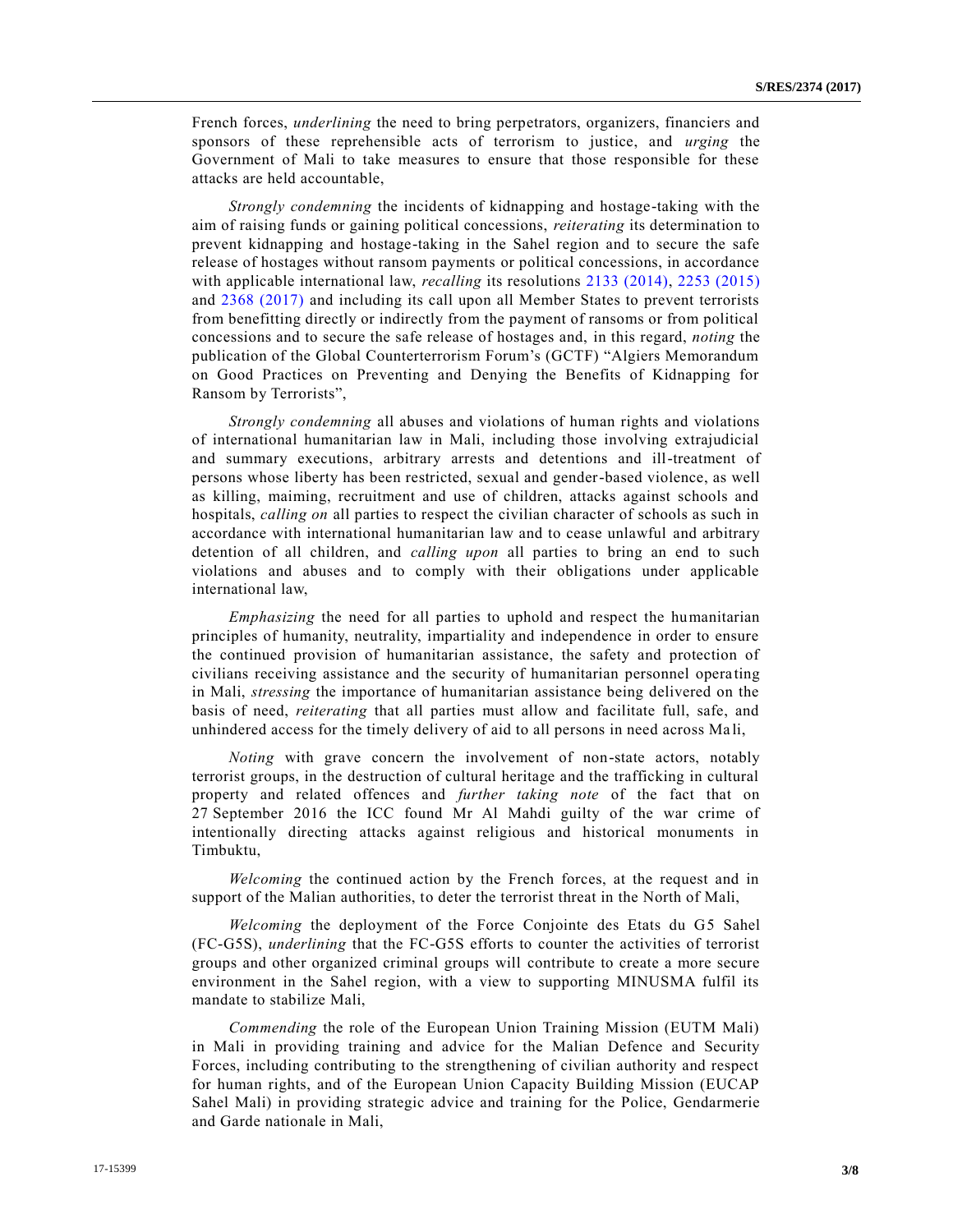French forces, *underlining* the need to bring perpetrators, organizers, financiers and sponsors of these reprehensible acts of terrorism to justice, and *urging* the Government of Mali to take measures to ensure that those responsible for these attacks are held accountable,

*Strongly condemning* the incidents of kidnapping and hostage-taking with the aim of raising funds or gaining political concessions, *reiterating* its determination to prevent kidnapping and hostage-taking in the Sahel region and to secure the safe release of hostages without ransom payments or political concessions, in accordance with applicable international law, *recalling* its resolutions 2133 (2014), 2253 (2015) and 2368 (2017) and including its call upon all Member States to prevent terrorists from benefitting directly or indirectly from the payment of ransoms or from political concessions and to secure the safe release of hostages and, in this regard, *noting* the publication of the Global Counterterrorism Forum's (GCTF) "Algiers Memorandum on Good Practices on Preventing and Denying the Benefits of Kidnapping for Ransom by Terrorists",

*Strongly condemning* all abuses and violations of human rights and violations of international humanitarian law in Mali, including those involving extrajudicial and summary executions, arbitrary arrests and detentions and ill-treatment of persons whose liberty has been restricted, sexual and gender-based violence, as well as killing, maiming, recruitment and use of children, attacks against schools and hospitals, *calling on* all parties to respect the civilian character of schools as such in accordance with international humanitarian law and to cease unlawful and arbitrary detention of all children, and *calling upon* all parties to bring an end to such violations and abuses and to comply with their obligations under applicable international law,

*Emphasizing* the need for all parties to uphold and respect the humanitarian principles of humanity, neutrality, impartiality and independence in order to ensure the continued provision of humanitarian assistance, the safety and protection of civilians receiving assistance and the security of humanitarian personnel operating in Mali, *stressing* the importance of humanitarian assistance being delivered on the basis of need, *reiterating* that all parties must allow and facilitate full, safe, and unhindered access for the timely delivery of aid to all persons in need across Mali,

*Noting* with grave concern the involvement of non-state actors, notably terrorist groups, in the destruction of cultural heritage and the trafficking in cultural property and related offences and *further taking note* of the fact that on 27 September 2016 the ICC found Mr Al Mahdi guilty of the war crime of intentionally directing attacks against religious and historical monuments in Timbuktu,

*Welcoming* the continued action by the French forces, at the request and in support of the Malian authorities, to deter the terrorist threat in the North of Mali,

*Welcoming* the deployment of the Force Conjointe des Etats du G5 Sahel (FC-G5S), *underlining* that the FC-G5S efforts to counter the activities of terrorist groups and other organized criminal groups will contribute to create a more secure environment in the Sahel region, with a view to supporting MINUSMA fulfil its mandate to stabilize Mali,

*Commending* the role of the European Union Training Mission (EUTM Mali) in Mali in providing training and advice for the Malian Defence and Security Forces, including contributing to the strengthening of civilian authority and respect for human rights, and of the European Union Capacity Building Mission (EUCAP Sahel Mali) in providing strategic advice and training for the Police, Gendarmerie and Garde nationale in Mali,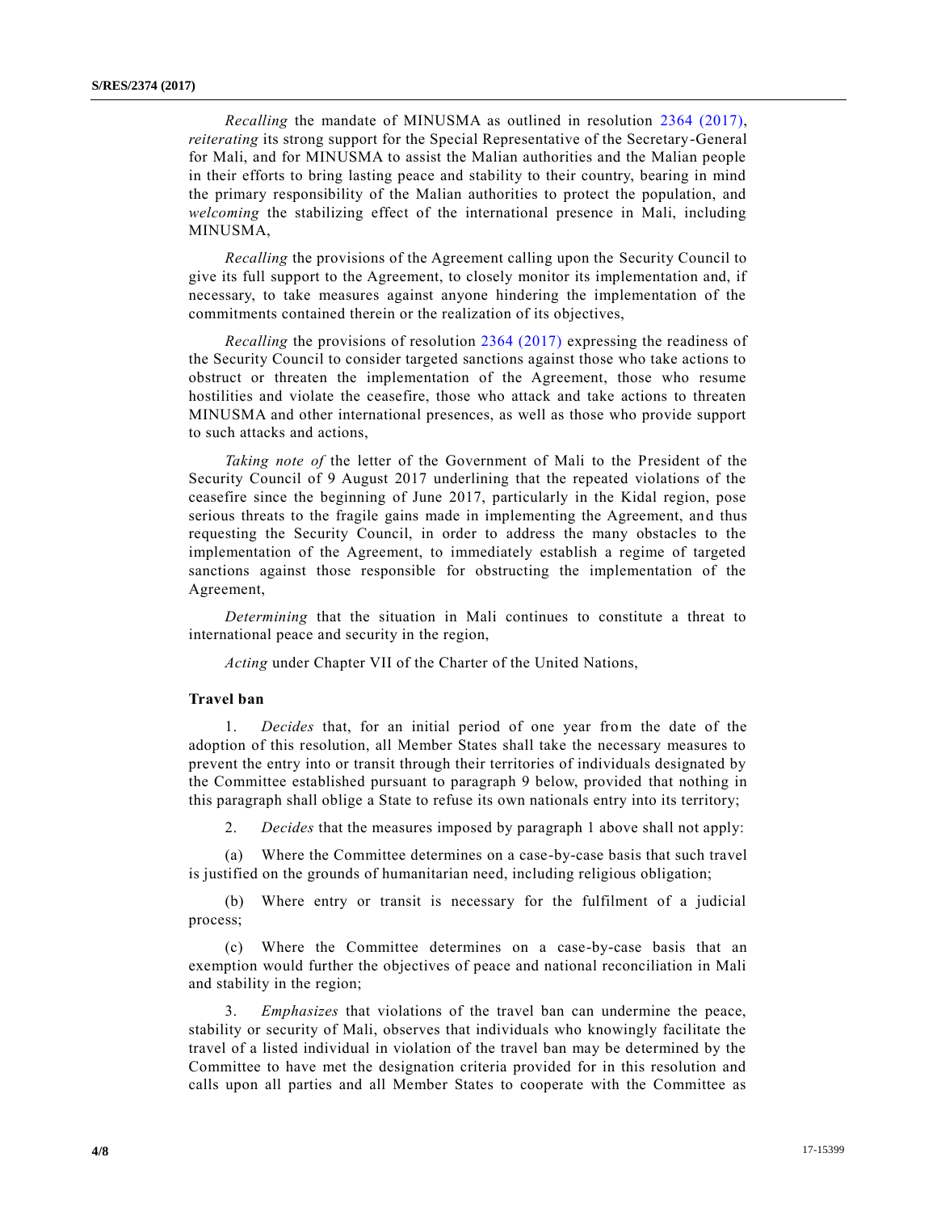*Recalling* the mandate of MINUSMA as outlined in resolution 2364 (2017), *reiterating* its strong support for the Special Representative of the Secretary-General for Mali, and for MINUSMA to assist the Malian authorities and the Malian people in their efforts to bring lasting peace and stability to their country, bearing in mind the primary responsibility of the Malian authorities to protect the population, and *welcoming* the stabilizing effect of the international presence in Mali, including MINUSMA,

*Recalling* the provisions of the Agreement calling upon the Security Council to give its full support to the Agreement, to closely monitor its implementation and, if necessary, to take measures against anyone hindering the implementation of the commitments contained therein or the realization of its objectives,

*Recalling* the provisions of resolution 2364 (2017) expressing the readiness of the Security Council to consider targeted sanctions against those who take actions to obstruct or threaten the implementation of the Agreement, those who resume hostilities and violate the ceasefire, those who attack and take actions to threaten MINUSMA and other international presences, as well as those who provide support to such attacks and actions,

*Taking note of* the letter of the Government of Mali to the President of the Security Council of 9 August 2017 underlining that the repeated violations of the ceasefire since the beginning of June 2017, particularly in the Kidal region, pose serious threats to the fragile gains made in implementing the Agreement, and thus requesting the Security Council, in order to address the many obstacles to the implementation of the Agreement, to immediately establish a regime of targeted sanctions against those responsible for obstructing the implementation of the Agreement,

*Determining* that the situation in Mali continues to constitute a threat to international peace and security in the region,

*Acting* under Chapter VII of the Charter of the United Nations,

**Travel ban**

1. *Decides* that, for an initial period of one year from the date of the adoption of this resolution, all Member States shall take the necessary measures to prevent the entry into or transit through their territories of individuals designated by the Committee established pursuant to paragraph 9 below, provided that nothing in this paragraph shall oblige a State to refuse its own nationals entry into its territory;

2. *Decides* that the measures imposed by paragraph 1 above shall not apply:

(a) Where the Committee determines on a case-by-case basis that such travel is justified on the grounds of humanitarian need, including religious obligation;

(b) Where entry or transit is necessary for the fulfilment of a judicial process;

(c) Where the Committee determines on a case-by-case basis that an exemption would further the objectives of peace and national reconciliation in Mali and stability in the region;

3. *Emphasizes* that violations of the travel ban can undermine the peace, stability or security of Mali, observes that individuals who knowingly facilitate the travel of a listed individual in violation of the travel ban may be determined by the Committee to have met the designation criteria provided for in this resolution and calls upon all parties and all Member States to cooperate with the Committee as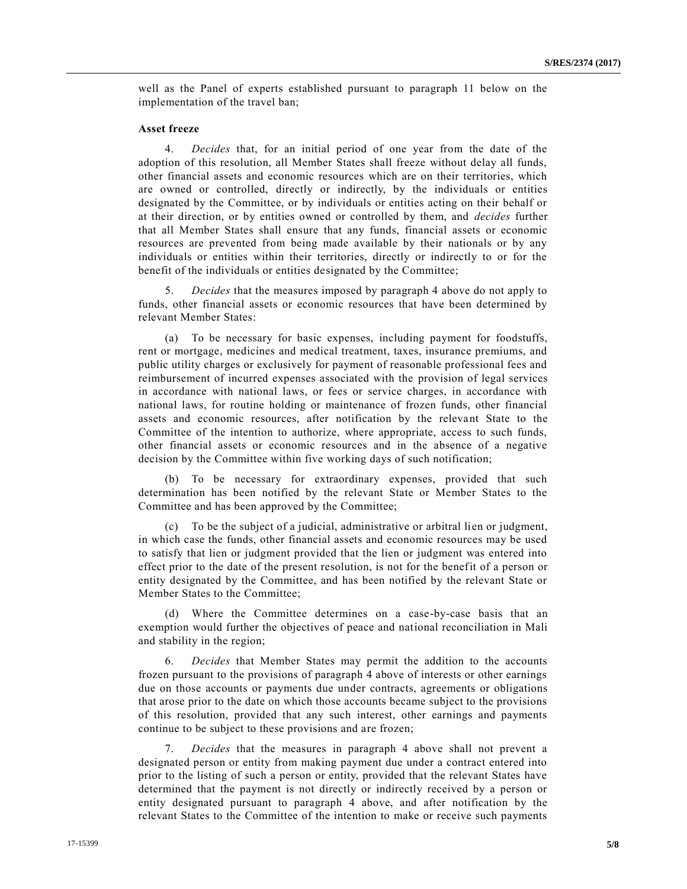well as the Panel of experts established pursuant to paragraph 11 below on the implementation of the travel ban;

**Asset freeze**

4. *Decides* that, for an initial period of one year from the date of the adoption of this resolution, all Member States shall freeze without delay all funds, other financial assets and economic resources which are on their territories, which are owned or controlled, directly or indirectly, by the individuals or entities designated by the Committee, or by individuals or entities acting on their behalf or at their direction, or by entities owned or controlled by them, and *decides* further that all Member States shall ensure that any funds, financial assets or economic resources are prevented from being made available by their nationals or by any individuals or entities within their territories, directly or indirectly to or for the benefit of the individuals or entities designated by the Committee;

5. *Decides* that the measures imposed by paragraph 4 above do not apply to funds, other financial assets or economic resources that have been determined by relevant Member States:

(a) To be necessary for basic expenses, including payment for foodstuffs, rent or mortgage, medicines and medical treatment, taxes, insurance premiums, and public utility charges or exclusively for payment of reasonable professional fees and reimbursement of incurred expenses associated with the provision of legal services in accordance with national laws, or fees or service charges, in accordance with national laws, for routine holding or maintenance of frozen funds, other financial assets and economic resources, after notification by the relevant State to the Committee of the intention to authorize, where appropriate, access to such funds, other financial assets or economic resources and in the absence of a negative decision by the Committee within five working days of such notification;

(b) To be necessary for extraordinary expenses, provided that such determination has been notified by the relevant State or Member States to the Committee and has been approved by the Committee;

(c) To be the subject of a judicial, administrative or arbitral lien or judgment, in which case the funds, other financial assets and economic resources may be used to satisfy that lien or judgment provided that the lien or judgment was entered into effect prior to the date of the present resolution, is not for the benefit of a person or entity designated by the Committee, and has been notified by the relevant State or Member States to the Committee;

(d) Where the Committee determines on a case-by-case basis that an exemption would further the objectives of peace and national reconciliation in Mali and stability in the region;

6. *Decides* that Member States may permit the addition to the accounts frozen pursuant to the provisions of paragraph 4 above of interests or other earnings due on those accounts or payments due under contracts, agreements or obligations that arose prior to the date on which those accounts became subject to the provisions of this resolution, provided that any such interest, other earnings and payments continue to be subject to these provisions and are frozen;

7. *Decides* that the measures in paragraph 4 above shall not prevent a designated person or entity from making payment due under a contract entered into prior to the listing of such a person or entity, provided that the relevant States have determined that the payment is not directly or indirectly received by a person or entity designated pursuant to paragraph 4 above, and after notification by the relevant States to the Committee of the intention to make or receive such payments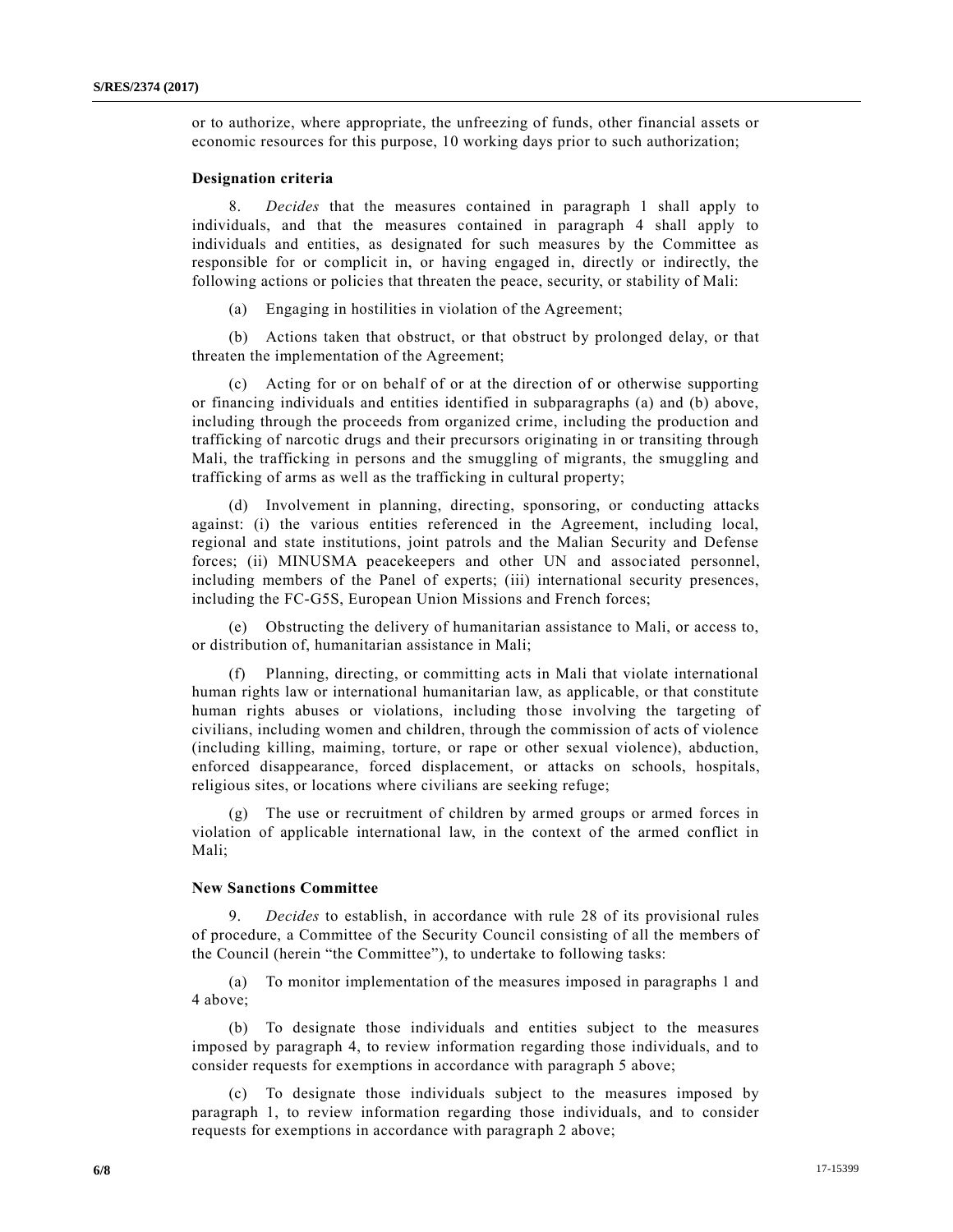or to authorize, where appropriate, the unfreezing of funds, other financial assets or economic resources for this purpose, 10 working days prior to such authorization;

**Designation criteria**

8. *Decides* that the measures contained in paragraph 1 shall apply to individuals, and that the measures contained in paragraph 4 shall apply to individuals and entities, as designated for such measures by the Committee as responsible for or complicit in, or having engaged in, directly or indirectly, the following actions or policies that threaten the peace, security, or stability of Mali:

(a) Engaging in hostilities in violation of the Agreement;

(b) Actions taken that obstruct, or that obstruct by prolonged delay, or that threaten the implementation of the Agreement;

(c) Acting for or on behalf of or at the direction of or otherwise supporting or financing individuals and entities identified in subparagraphs (a) and (b) above, including through the proceeds from organized crime, including the production and trafficking of narcotic drugs and their precursors originating in or transiting through Mali, the trafficking in persons and the smuggling of migrants, the smuggling and trafficking of arms as well as the trafficking in cultural property;

(d) Involvement in planning, directing, sponsoring, or conducting attacks against: (i) the various entities referenced in the Agreement, including local, regional and state institutions, joint patrols and the Malian Security and Defense forces; (ii) MINUSMA peacekeepers and other UN and associated personnel, including members of the Panel of experts; (iii) international security presences, including the FC-G5S, European Union Missions and French forces;

(e) Obstructing the delivery of humanitarian assistance to Mali, or access to, or distribution of, humanitarian assistance in Mali;

(f) Planning, directing, or committing acts in Mali that violate international human rights law or international humanitarian law, as applicable, or that constitute human rights abuses or violations, including those involving the targeting of civilians, including women and children, through the commission of acts of violence (including killing, maiming, torture, or rape or other sexual violence), abduction, enforced disappearance, forced displacement, or attacks on schools, hospitals, religious sites, or locations where civilians are seeking refuge;

(g) The use or recruitment of children by armed groups or armed forces in violation of applicable international law, in the context of the armed conflict in Mali;

**New Sanctions Committee**

9. *Decides* to establish, in accordance with rule 28 of its provisional rules of procedure, a Committee of the Security Council consisting of all the members of the Council (herein "the Committee"), to undertake to following tasks:

(a) To monitor implementation of the measures imposed in paragraphs 1 and 4 above;

(b) To designate those individuals and entities subject to the measures imposed by paragraph 4, to review information regarding those individuals, and to consider requests for exemptions in accordance with paragraph 5 above;

(c) To designate those individuals subject to the measures imposed by paragraph 1, to review information regarding those individuals, and to consider requests for exemptions in accordance with paragraph 2 above;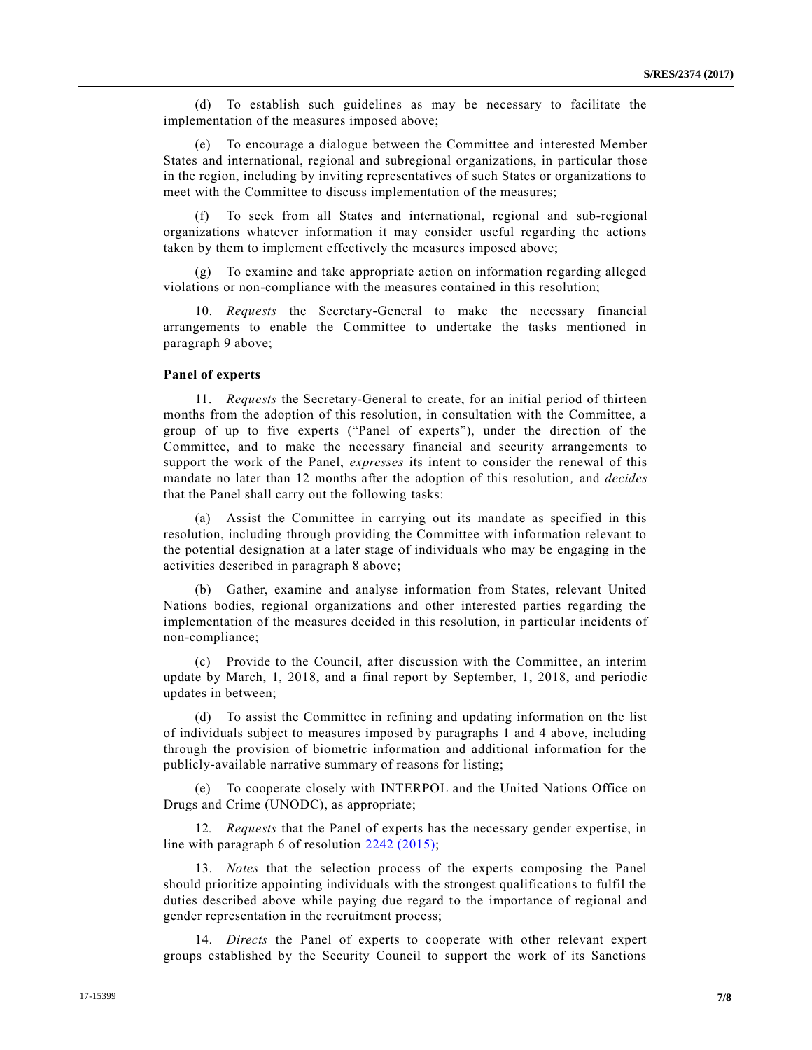(d) To establish such guidelines as may be necessary to facilitate the implementation of the measures imposed above;

(e) To encourage a dialogue between the Committee and interested Member States and international, regional and subregional organizations, in particular those in the region, including by inviting representatives of such States or organizations to meet with the Committee to discuss implementation of the measures;

(f) To seek from all States and international, regional and sub-regional organizations whatever information it may consider useful regarding the actions taken by them to implement effectively the measures imposed above;

(g) To examine and take appropriate action on information regarding alleged violations or non-compliance with the measures contained in this resolution;

10. *Requests* the Secretary-General to make the necessary financial arrangements to enable the Committee to undertake the tasks mentioned in paragraph 9 above;

**Panel of experts**

11. *Requests* the Secretary-General to create, for an initial period of thirteen months from the adoption of this resolution, in consultation with the Committee, a group of up to five experts ("Panel of experts"), under the direction of the Committee, and to make the necessary financial and security arrangements to support the work of the Panel, *expresses* its intent to consider the renewal of this mandate no later than 12 months after the adoption of this resolution, and *decides* that the Panel shall carry out the following tasks:

(a) Assist the Committee in carrying out its mandate as specified in this resolution, including through providing the Committee with information relevant to the potential designation at a later stage of individuals who may be engaging in the activities described in paragraph 8 above;

(b) Gather, examine and analyse information from States, relevant United Nations bodies, regional organizations and other interested parties regarding the implementation of the measures decided in this resolution, in particular incidents of non-compliance;

(c) Provide to the Council, after discussion with the Committee, an interim update by March, 1, 2018, and a final report by September, 1, 2018, and periodic updates in between;

(d) To assist the Committee in refining and updating information on the list of individuals subject to measures imposed by paragraphs 1 and 4 above, including through the provision of biometric information and additional information for the publicly-available narrative summary of reasons for listing;

(e) To cooperate closely with INTERPOL and the United Nations Office on Drugs and Crime (UNODC), as appropriate;

12. *Requests* that the Panel of experts has the necessary gender expertise, in line with paragraph 6 of resolution 2242 (2015);

13. *Notes* that the selection process of the experts composing the Panel should prioritize appointing individuals with the strongest qualifications to fulfil the duties described above while paying due regard to the importance of regional and gender representation in the recruitment process;

14. *Directs* the Panel of experts to cooperate with other relevant expert groups established by the Security Council to support the work of its Sanctions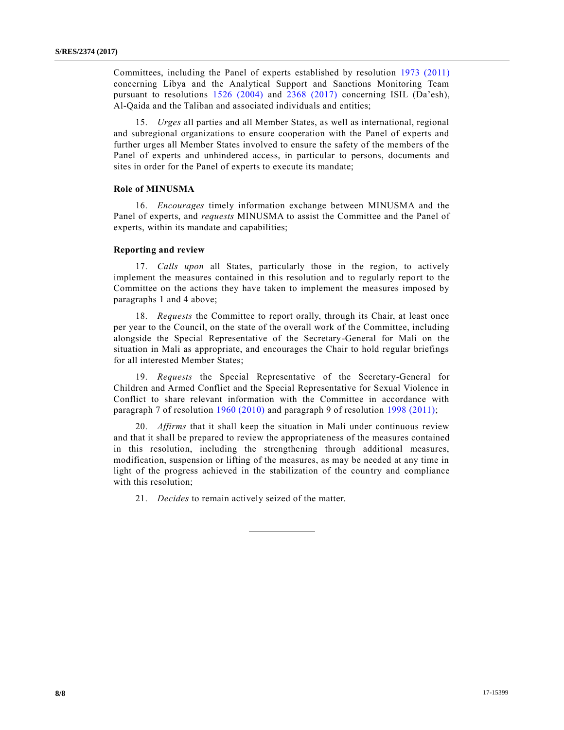Committees, including the Panel of experts established by resolution 1973 (2011) concerning Libya and the Analytical Support and Sanctions Monitoring Team pursuant to resolutions 1526 (2004) and 2368 (2017) concerning ISIL (Da'esh), Al-Qaida and the Taliban and associated individuals and entities;

15. *Urges* all parties and all Member States, as well as international, regional and subregional organizations to ensure cooperation with the Panel of experts and further urges all Member States involved to ensure the safety of the members of the Panel of experts and unhindered access, in particular to persons, documents and sites in order for the Panel of experts to execute its mandate;

### Role of MINUSMA

16. *Encourages* timely information exchange between MINUSMA and the Panel of experts, and *requests* MINUSMA to assist the Committee and the Panel of experts, within its mandate and capabilities;

### Reporting and review

17. *Calls upon* all States, particularly those in the region, to actively implement the measures contained in this resolution and to regularly report to the Committee on the actions they have taken to implement the measures imposed by paragraphs 1 and 4 above;

18. *Requests* the Committee to report orally, through its Chair, at least once per year to the Council, on the state of the overall work of the Committee, including alongside the Special Representative of the Secretary-General for Mali on the situation in Mali as appropriate, and encourages the Chair to hold regular briefings for all interested Member States;

19. *Requests* the Special Representative of the Secretary-General for Children and Armed Conflict and the Special Representative for Sexual Violence in Conflict to share relevant information with the Committee in accordance with paragraph 7 of resolution 1960 (2010) and paragraph 9 of resolution 1998 (2011);

20. *Affirms* that it shall keep the situation in Mali under continuous review and that it shall be prepared to review the appropriateness of the measures contained in this resolution, including the strengthening through additional measures, modification, suspension or lifting of the measures, as may be needed at any time in light of the progress achieved in the stabilization of the country and compliance with this resolution;

21. *Decides* to remain actively seized of the matter.